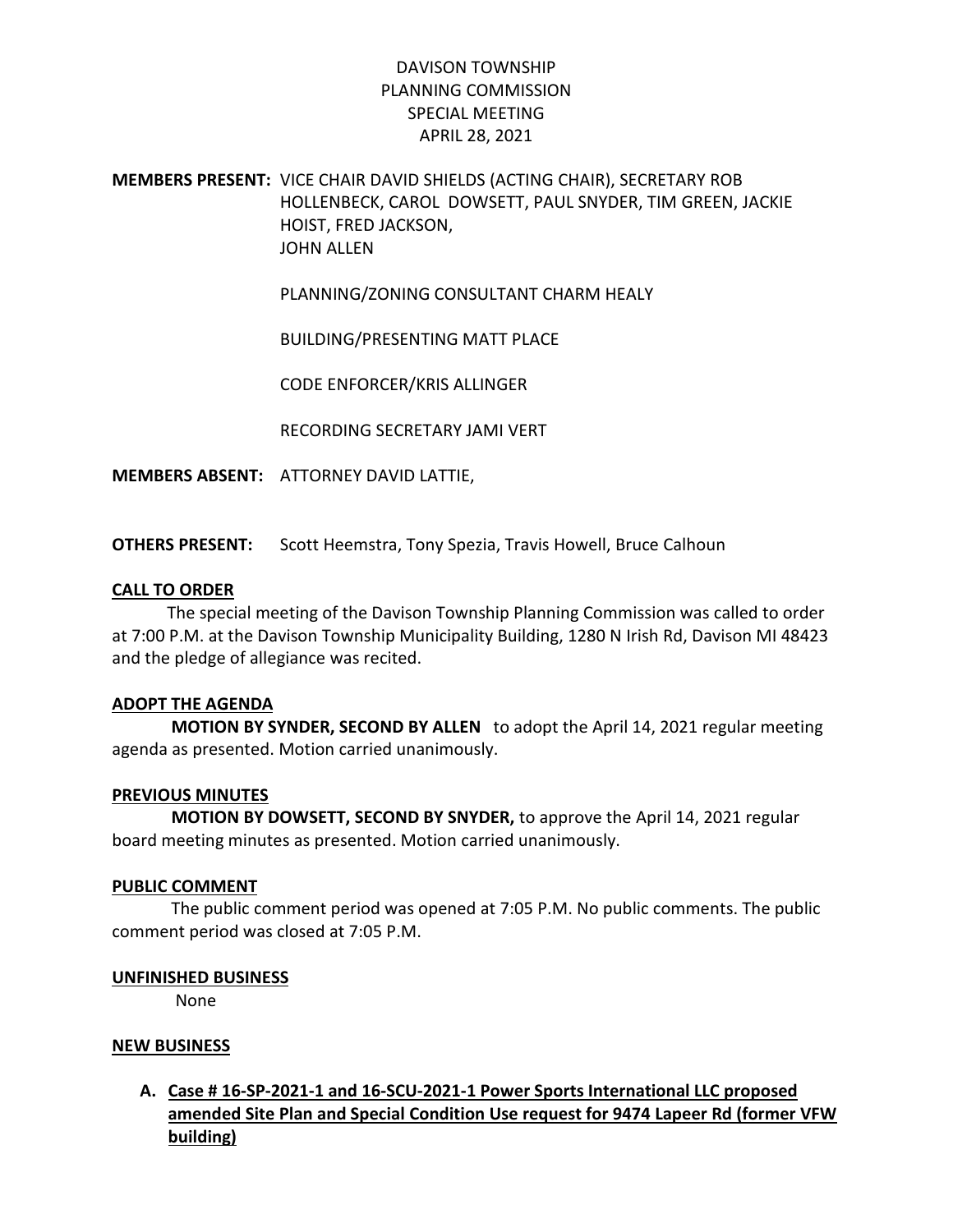# DAVISON TOWNSHIP
## PLANNING COMMISSION
## SPECIAL MEETING
## APRIL 28, 2021

**MEMBERS PRESENT:** VICE CHAIR DAVID SHIELDS (ACTING CHAIR), SECRETARY ROB HOLLENBECK, CAROL DOWSETT, PAUL SNYDER, TIM GREEN, JACKIE HOIST, FRED JACKSON, JOHN ALLEN

PLANNING/ZONING CONSULTANT CHARM HEALY

BUILDING/PRESENTING MATT PLACE

CODE ENFORCER/KRIS ALLINGER

RECORDING SECRETARY JAMI VERT

**MEMBERS ABSENT:** ATTORNEY DAVID LATTIE,

**OTHERS PRESENT:** Scott Heemstra, Tony Spezia, Travis Howell, Bruce Calhoun

**CALL TO ORDER**

The special meeting of the Davison Township Planning Commission was called to order at 7:00 P.M. at the Davison Township Municipality Building, 1280 N Irish Rd, Davison MI 48423 and the pledge of allegiance was recited.

**ADOPT THE AGENDA**

**MOTION BY SYNDER, SECOND BY ALLEN** to adopt the April 14, 2021 regular meeting agenda as presented. Motion carried unanimously.

**PREVIOUS MINUTES**

**MOTION BY DOWSETT, SECOND BY SNYDER,** to approve the April 14, 2021 regular board meeting minutes as presented. Motion carried unanimously.

**PUBLIC COMMENT**

The public comment period was opened at 7:05 P.M. No public comments. The public comment period was closed at 7:05 P.M.

**UNFINISHED BUSINESS**

None

**NEW BUSINESS**

**A. Case # 16-SP-2021-1 and 16-SCU-2021-1 Power Sports International LLC proposed amended Site Plan and Special Condition Use request for 9474 Lapeer Rd (former VFW building)**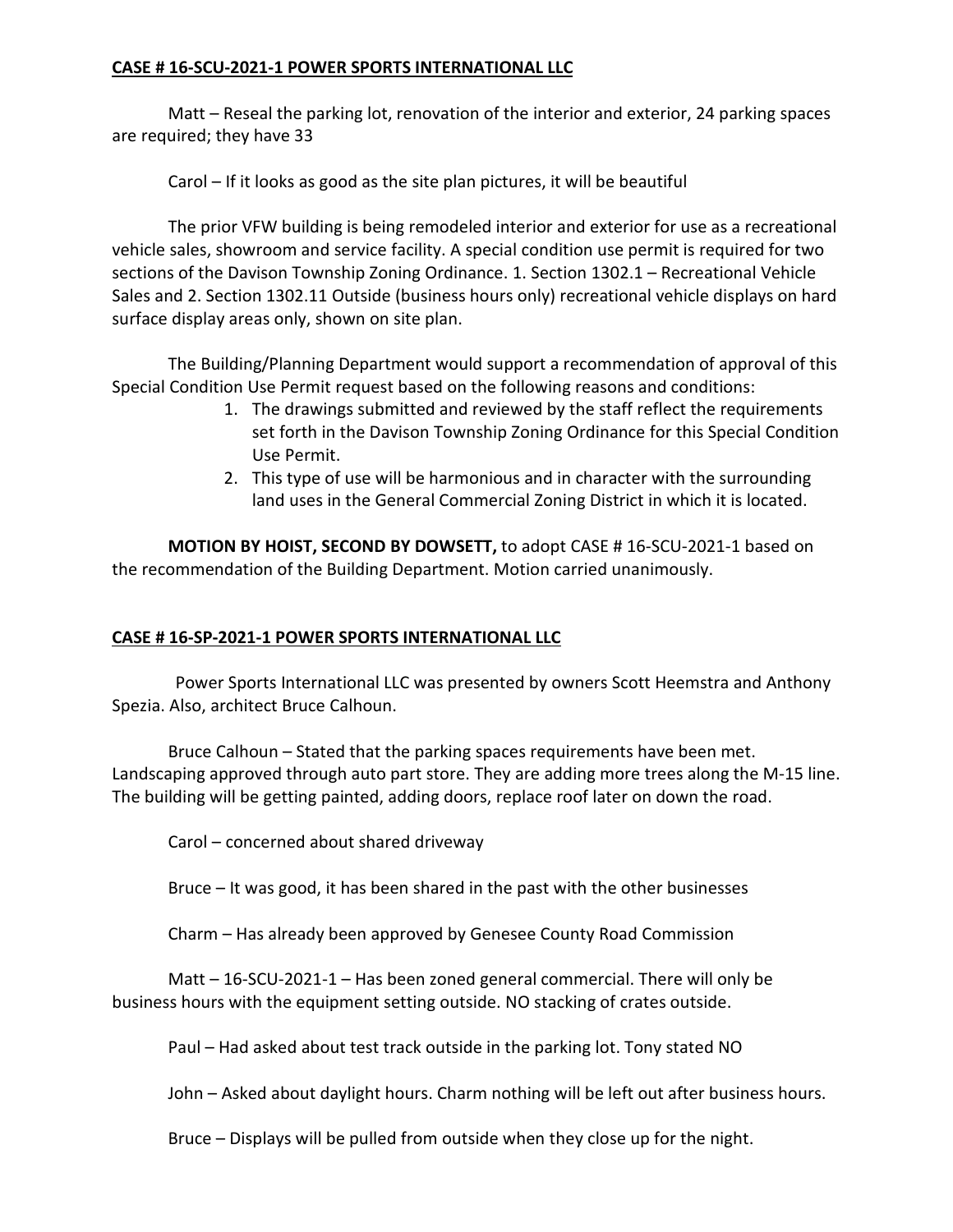**CASE # 16-SCU-2021-1 POWER SPORTS INTERNATIONAL LLC**

Matt – Reseal the parking lot, renovation of the interior and exterior, 24 parking spaces are required; they have 33

Carol – If it looks as good as the site plan pictures, it will be beautiful

The prior VFW building is being remodeled interior and exterior for use as a recreational vehicle sales, showroom and service facility. A special condition use permit is required for two sections of the Davison Township Zoning Ordinance. 1. Section 1302.1 – Recreational Vehicle Sales and 2. Section 1302.11 Outside (business hours only) recreational vehicle displays on hard surface display areas only, shown on site plan.

The Building/Planning Department would support a recommendation of approval of this Special Condition Use Permit request based on the following reasons and conditions:

1. The drawings submitted and reviewed by the staff reflect the requirements set forth in the Davison Township Zoning Ordinance for this Special Condition Use Permit.
2. This type of use will be harmonious and in character with the surrounding land uses in the General Commercial Zoning District in which it is located.

**MOTION BY HOIST, SECOND BY DOWSETT,** to adopt CASE # 16-SCU-2021-1 based on the recommendation of the Building Department. Motion carried unanimously.

**CASE # 16-SP-2021-1 POWER SPORTS INTERNATIONAL LLC**

Power Sports International LLC was presented by owners Scott Heemstra and Anthony Spezia. Also, architect Bruce Calhoun.

Bruce Calhoun – Stated that the parking spaces requirements have been met. Landscaping approved through auto part store. They are adding more trees along the M-15 line. The building will be getting painted, adding doors, replace roof later on down the road.

Carol – concerned about shared driveway

Bruce – It was good, it has been shared in the past with the other businesses

Charm – Has already been approved by Genesee County Road Commission

Matt – 16-SCU-2021-1 – Has been zoned general commercial. There will only be business hours with the equipment setting outside. NO stacking of crates outside.

Paul – Had asked about test track outside in the parking lot. Tony stated NO

John – Asked about daylight hours. Charm nothing will be left out after business hours.

Bruce – Displays will be pulled from outside when they close up for the night.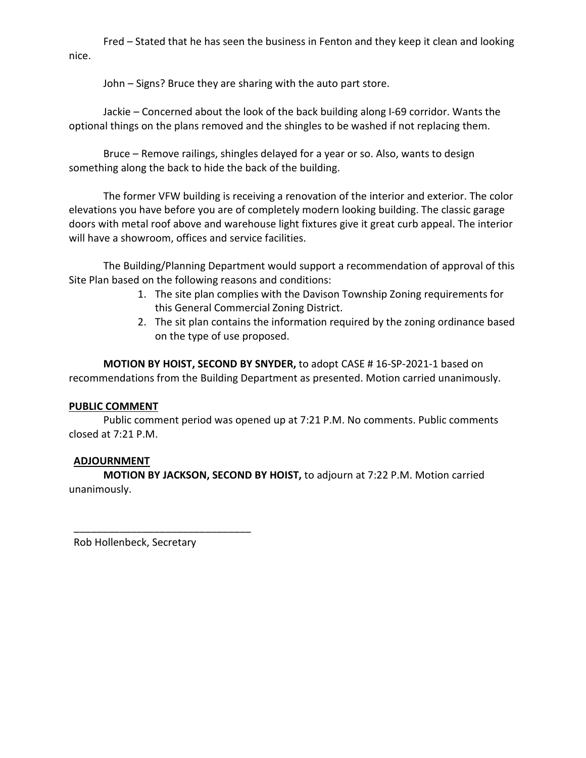Fred – Stated that he has seen the business in Fenton and they keep it clean and looking nice.

John – Signs? Bruce they are sharing with the auto part store.

Jackie – Concerned about the look of the back building along I-69 corridor. Wants the optional things on the plans removed and the shingles to be washed if not replacing them.

Bruce – Remove railings, shingles delayed for a year or so. Also, wants to design something along the back to hide the back of the building.

The former VFW building is receiving a renovation of the interior and exterior. The color elevations you have before you are of completely modern looking building. The classic garage doors with metal roof above and warehouse light fixtures give it great curb appeal. The interior will have a showroom, offices and service facilities.

The Building/Planning Department would support a recommendation of approval of this Site Plan based on the following reasons and conditions:

1. The site plan complies with the Davison Township Zoning requirements for this General Commercial Zoning District.
2. The sit plan contains the information required by the zoning ordinance based on the type of use proposed.

**MOTION BY HOIST, SECOND BY SNYDER,** to adopt CASE # 16-SP-2021-1 based on recommendations from the Building Department as presented. Motion carried unanimously.

## PUBLIC COMMENT

Public comment period was opened up at 7:21 P.M. No comments. Public comments closed at 7:21 P.M.

## ADJOURNMENT

**MOTION BY JACKSON, SECOND BY HOIST,** to adjourn at 7:22 P.M. Motion carried unanimously.

_______________________________

Rob Hollenbeck, Secretary